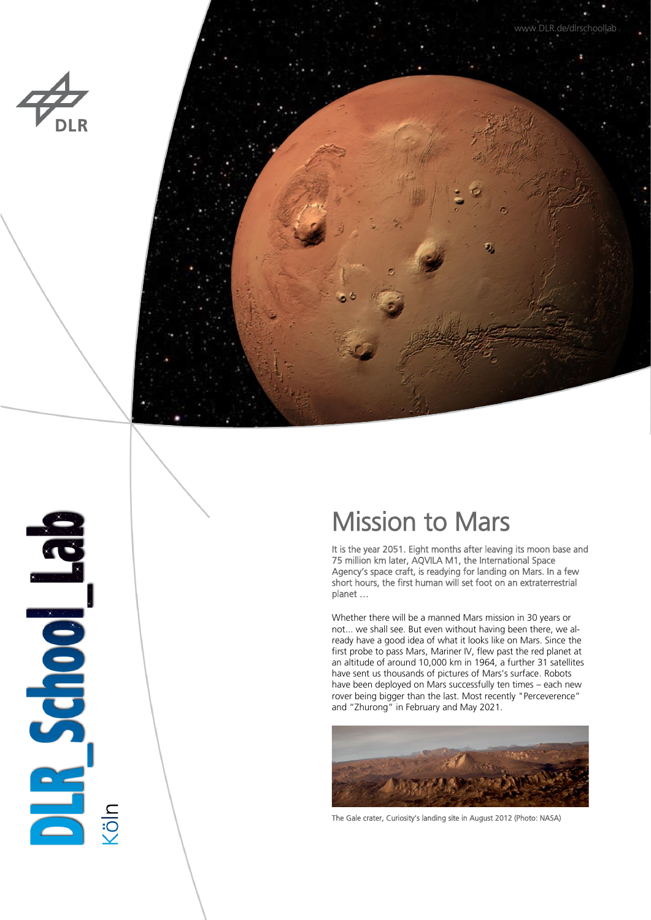# Mission to Mars

It is the year 2051. Eight months after leaving its moon base and 75 million km later, AQVILA M1, the International Space Agency's space craft, is readying for landing on Mars. In a few short hours, the first human will set foot on an extraterrestrial planet ...

Whether there will be a manned Mars mission in 30 years or not... we shall see. But even without having been there, we already have a good idea of what it looks like on Mars. Since the first probe to pass Mars, Mariner IV, flew past the red planet at an altitude of around 10,000 km in 1964, a further 31 satellites have sent us thousands of pictures of Mars's surface. Robots have been deployed on Mars successfully ten times – each new rover being bigger than the last. Most recently "Perceverence" and "Zhurong" in February and May 2021.

The Gale crater, Curiosity's landing site in August 2012 (Photo: NASA)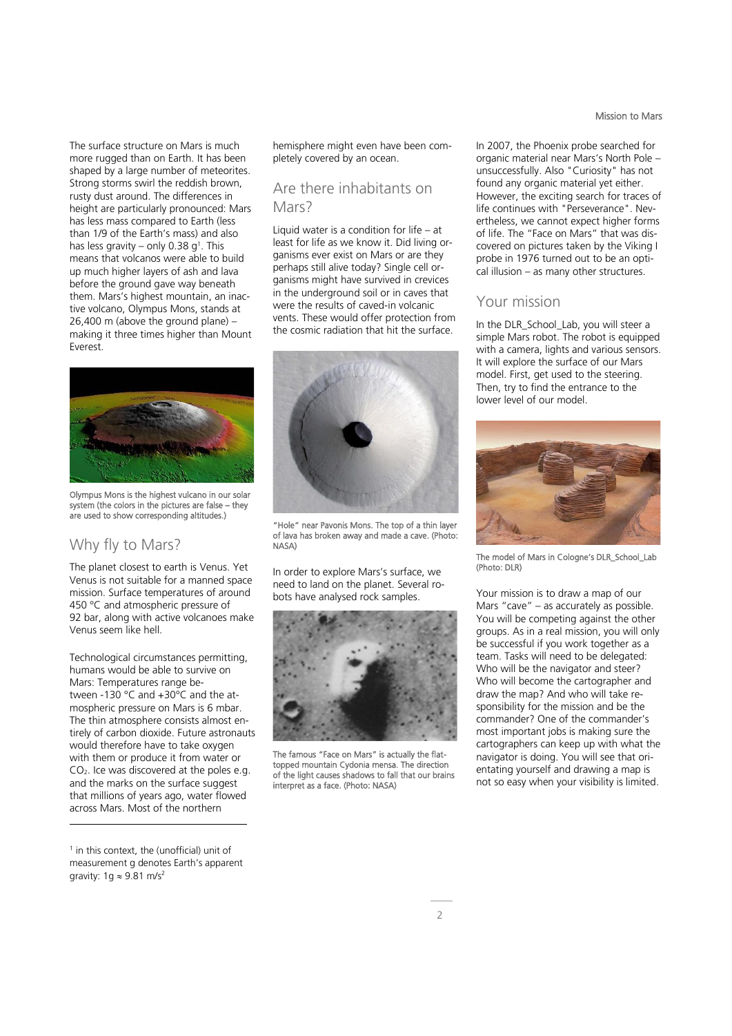The surface structure on Mars is much more rugged than on Earth. It has been shaped by a large number of meteorites. Strong storms swirl the reddish brown, rusty dust around. The differences in height are particularly pronounced: Mars has less mass compared to Earth (less than 1/9 of the Earth's mass) and also has less gravity – only 0.38 g[1]. This means that volcanos were able to build up much higher layers of ash and lava before the ground gave way beneath them. Mars's highest mountain, an inactive volcano, Olympus Mons, stands at 26,400 m (above the ground plane) – making it three times higher than Mount Everest.

Olympus Mons is the highest vulcano in our solar system (the colors in the pictures are false – they are used to show corresponding altitudes.)

## Why fly to Mars?

The planet closest to earth is Venus. Yet Venus is not suitable for a manned space mission. Surface temperatures of around 450 °C and atmospheric pressure of 92 bar, along with active volcanoes make Venus seem like hell.

Technological circumstances permitting, humans would be able to survive on Mars: Temperatures range between -130 °C and +30°C and the atmospheric pressure on Mars is 6 mbar. The thin atmosphere consists almost entirely of carbon dioxide. Future astronauts would therefore have to take oxygen with them or produce it from water or $CO_2$. Ice was discovered at the poles e.g. and the marks on the surface suggest that millions of years ago, water flowed across Mars. Most of the northern hemisphere might even have been completely covered by an ocean.

## Are there inhabitants on Mars?

Liquid water is a condition for life – at least for life as we know it. Did living organisms ever exist on Mars or are they perhaps still alive today? Single cell organisms might have survived in crevices in the underground soil or in caves that were the results of caved-in volcanic vents. These would offer protection from the cosmic radiation that hit the surface.

"Hole" near Pavonis Mons. The top of a thin layer of lava has broken away and made a cave. (Photo: NASA)

In order to explore Mars's surface, we need to land on the planet. Several robots have analysed rock samples.

The famous "Face on Mars" is actually the flat-topped mountain Cydonia mensa. The direction of the light causes shadows to fall that our brains interpret as a face. (Photo: NASA)

In 2007, the Phoenix probe searched for organic material near Mars's North Pole – unsuccessfully. Also "Curiosity" has not found any organic material yet either. However, the exciting search for traces of life continues with "Perseverance". Nevertheless, we cannot expect higher forms of life. The "Face on Mars" that was discovered on pictures taken by the Viking I probe in 1976 turned out to be an optical illusion – as many other structures.

## Your mission

In the DLR_School_Lab, you will steer a simple Mars robot. The robot is equipped with a camera, lights and various sensors. It will explore the surface of our Mars model. First, get used to the steering. Then, try to find the entrance to the lower level of our model.

The model of Mars in Cologne's DLR_School_Lab (Photo: DLR)

Your mission is to draw a map of our Mars "cave" – as accurately as possible. You will be competing against the other groups. As in a real mission, you will only be successful if you work together as a team. Tasks will need to be delegated: Who will be the navigator and steer? Who will become the cartographer and draw the map? And who will take responsibility for the mission and be the commander? One of the commander's most important jobs is making sure the cartographers can keep up with what the navigator is doing. You will see that orientating yourself and drawing a map is not so easy when your visibility is limited.

---

[1] in this context, the (unofficial) unit of measurement g denotes Earth's apparent gravity: $1g \approx 9.81\ m/s^2$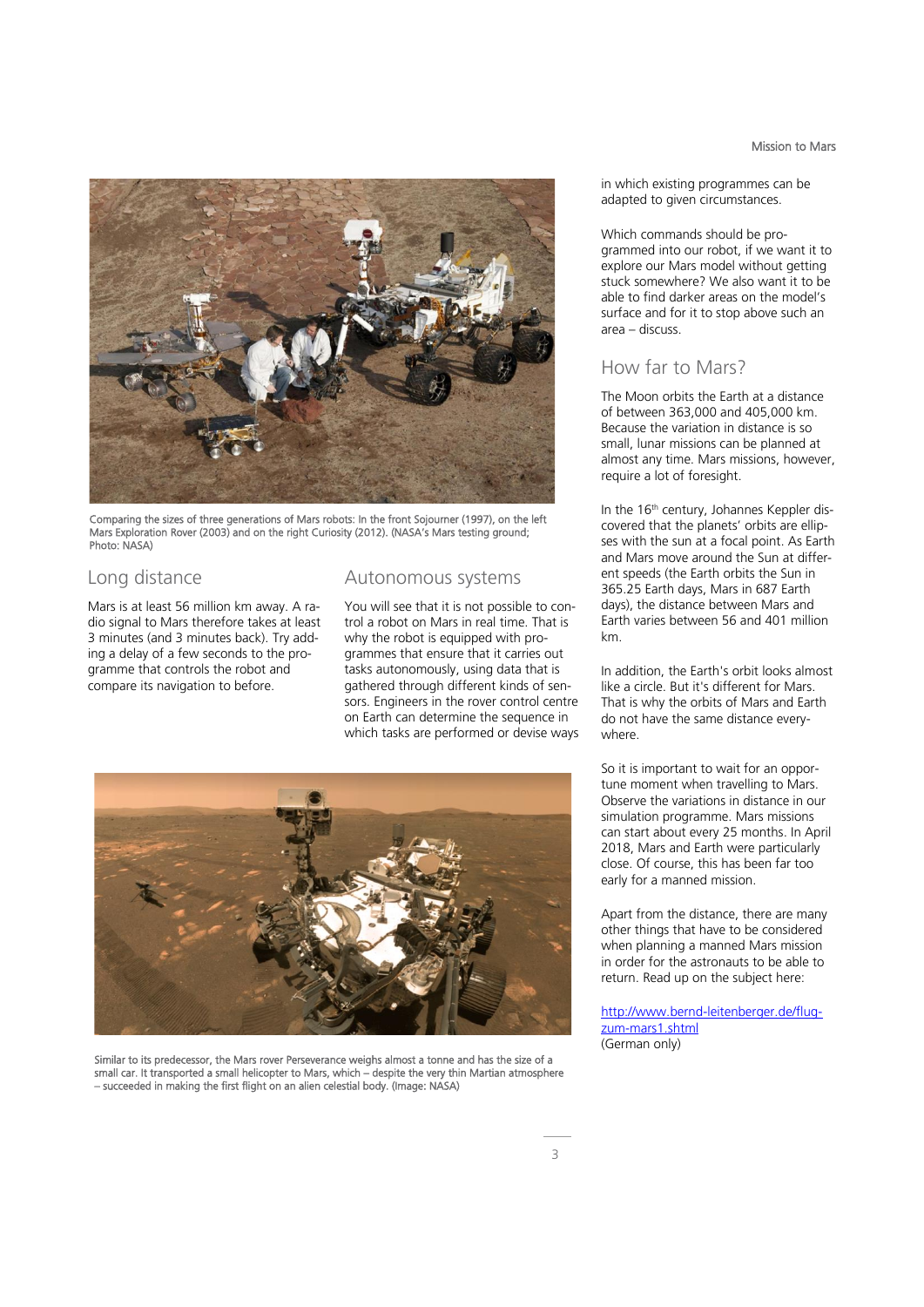Comparing the sizes of three generations of Mars robots: In the front Sojourner (1997), on the left Mars Exploration Rover (2003) and on the right Curiosity (2012). (NASA's Mars testing ground; Photo: NASA)

## Long distance

Mars is at least 56 million km away. A radio signal to Mars therefore takes at least 3 minutes (and 3 minutes back). Try adding a delay of a few seconds to the programme that controls the robot and compare its navigation to before.

## Autonomous systems

You will see that it is not possible to control a robot on Mars in real time. That is why the robot is equipped with programmes that ensure that it carries out tasks autonomously, using data that is gathered through different kinds of sensors. Engineers in the rover control centre on Earth can determine the sequence in which tasks are performed or devise ways in which existing programmes can be adapted to given circumstances.

Which commands should be programmed into our robot, if we want it to explore our Mars model without getting stuck somewhere? We also want it to be able to find darker areas on the model's surface and for it to stop above such an area – discuss.

Similar to its predecessor, the Mars rover Perseverance weighs almost a tonne and has the size of a small car. It transported a small helicopter to Mars, which – despite the very thin Martian atmosphere – succeeded in making the first flight on an alien celestial body. (Image: NASA)

## How far to Mars?

The Moon orbits the Earth at a distance of between 363,000 and 405,000 km. Because the variation in distance is so small, lunar missions can be planned at almost any time. Mars missions, however, require a lot of foresight.

In the 16th century, Johannes Keppler discovered that the planets' orbits are ellipses with the sun at a focal point. As Earth and Mars move around the Sun at different speeds (the Earth orbits the Sun in 365.25 Earth days, Mars in 687 Earth days), the distance between Mars and Earth varies between 56 and 401 million km.

In addition, the Earth's orbit looks almost like a circle. But it's different for Mars. That is why the orbits of Mars and Earth do not have the same distance everywhere.

So it is important to wait for an opportune moment when travelling to Mars. Observe the variations in distance in our simulation programme. Mars missions can start about every 25 months. In April 2018, Mars and Earth were particularly close. Of course, this has been far too early for a manned mission.

Apart from the distance, there are many other things that have to be considered when planning a manned Mars mission in order for the astronauts to be able to return. Read up on the subject here:

http://www.bernd-leitenberger.de/flug-zum-mars1.shtml
(German only)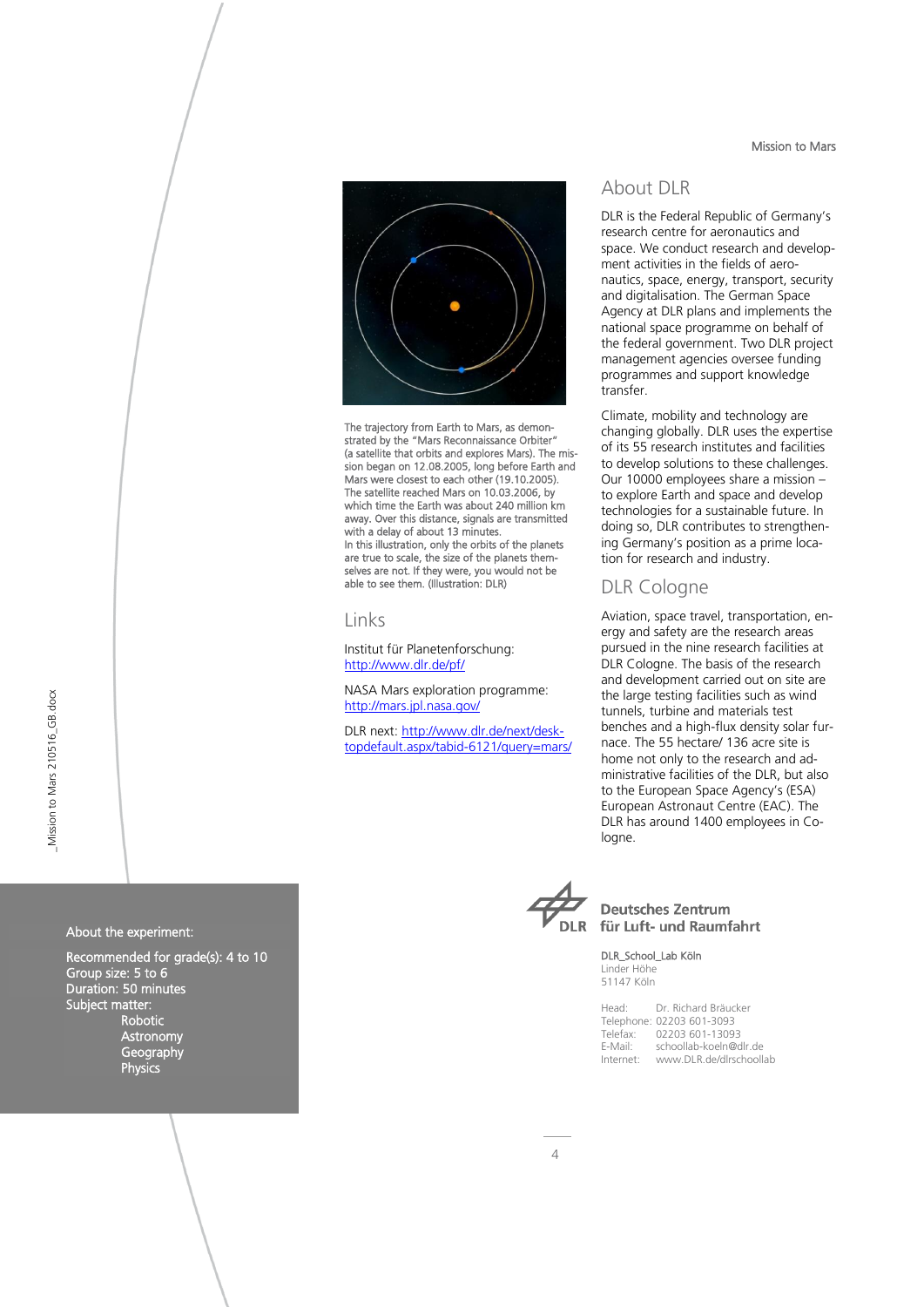The trajectory from Earth to Mars, as demonstrated by the "Mars Reconnaissance Orbiter" (a satellite that orbits and explores Mars). The mission began on 12.08.2005, long before Earth and Mars were closest to each other (19.10.2005). The satellite reached Mars on 10.03.2006, by which time the Earth was about 240 million km away. Over this distance, signals are transmitted with a delay of about 13 minutes.
In this illustration, only the orbits of the planets are true to scale, the size of the planets themselves are not. If they were, you would not be able to see them. (Illustration: DLR)

## Links

Institut für Planetenforschung:
http://www.dlr.de/pf/

NASA Mars exploration programme:
http://mars.jpl.nasa.gov/

DLR next: http://www.dlr.de/next/desktopdefault.aspx/tabid-6121/query=mars/

## About DLR

DLR is the Federal Republic of Germany's research centre for aeronautics and space. We conduct research and development activities in the fields of aeronautics, space, energy, transport, security and digitalisation. The German Space Agency at DLR plans and implements the national space programme on behalf of the federal government. Two DLR project management agencies oversee funding programmes and support knowledge transfer.

Climate, mobility and technology are changing globally. DLR uses the expertise of its 55 research institutes and facilities to develop solutions to these challenges. Our 10000 employees share a mission – to explore Earth and space and develop technologies for a sustainable future. In doing so, DLR contributes to strengthening Germany's position as a prime location for research and industry.

## DLR Cologne

Aviation, space travel, transportation, energy and safety are the research areas pursued in the nine research facilities at DLR Cologne. The basis of the research and development carried out on site are the large testing facilities such as wind tunnels, turbine and materials test benches and a high-flux density solar furnace. The 55 hectare/ 136 acre site is home not only to the research and administrative facilities of the DLR, but also to the European Space Agency's (ESA) European Astronaut Centre (EAC). The DLR has around 1400 employees in Cologne.

About the experiment:

Recommended for grade(s): 4 to 10
Group size: 5 to 6
Duration: 50 minutes
Subject matter:
- Robotic
- Astronomy
- Geography
- Physics

**Deutsches Zentrum für Luft- und Raumfahrt**

DLR_School_Lab Köln
Linder Höhe
51147 Köln

Head: Dr. Richard Bräucker
Telephone: 02203 601-3093
Telefax: 02203 601-13093
E-Mail: schoollab-koeln@dlr.de
Internet: www.DLR.de/dlrschoollab